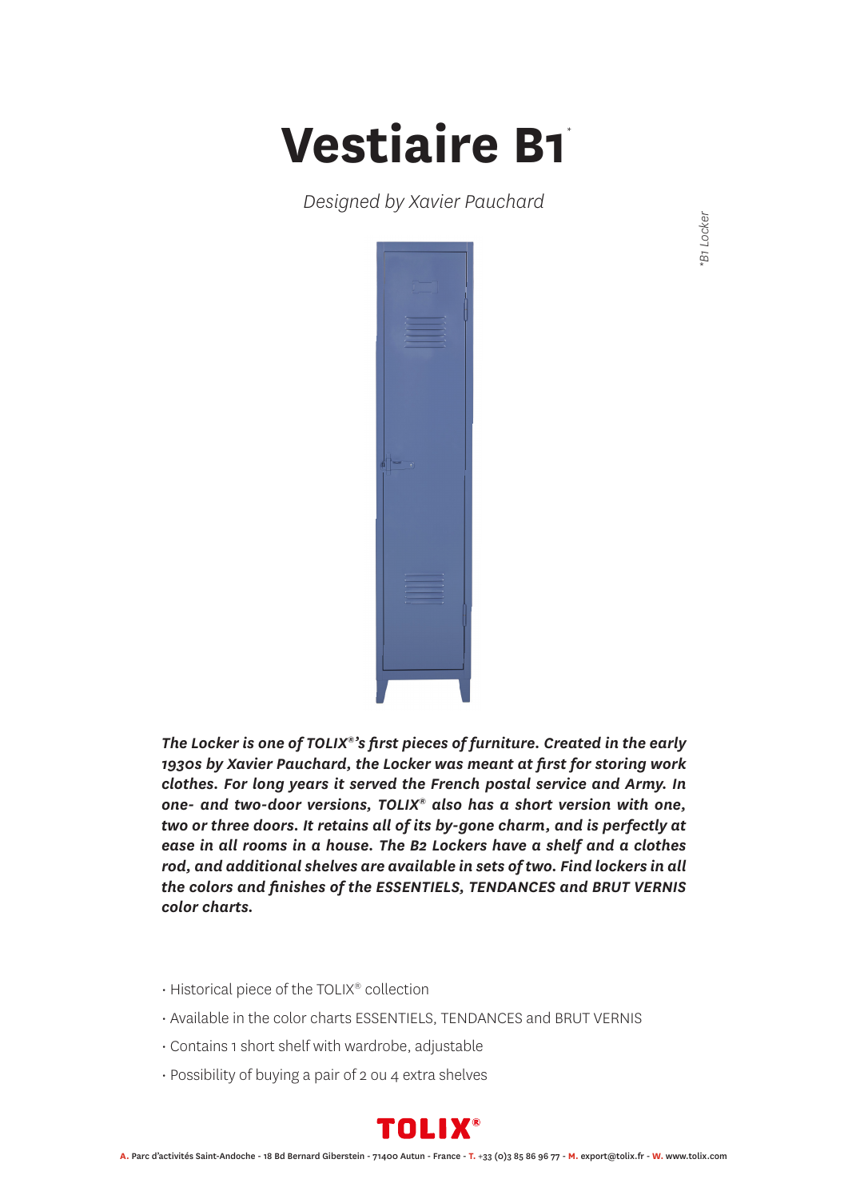# Vestiaire B1*

*Designed by Xavier Pauchard*

*\*B1 Locker*

***The Locker is one of TOLIX®'s first pieces of furniture. Created in the early 1930s by Xavier Pauchard, the Locker was meant at first for storing work clothes. For long years it served the French postal service and Army. In one- and two-door versions, TOLIX® also has a short version with one, two or three doors. It retains all of its by-gone charm, and is perfectly at ease in all rooms in a house. The B2 Lockers have a shelf and a clothes rod, and additional shelves are available in sets of two. Find lockers in all the colors and finishes of the ESSENTIELS, TENDANCES and BRUT VERNIS color charts.***

- Historical piece of the TOLIX® collection
- Available in the color charts ESSENTIELS, TENDANCES and BRUT VERNIS
- Contains 1 short shelf with wardrobe, adjustable
- Possibility of buying a pair of 2 ou 4 extra shelves

**TOLIX®**

**A.** Parc d'activités Saint-Andoche - 18 Bd Bernard Giberstein - 71400 Autun - France - **T.** +33 (0)3 85 86 96 77 - **M.** export@tolix.fr - **W.** www.tolix.com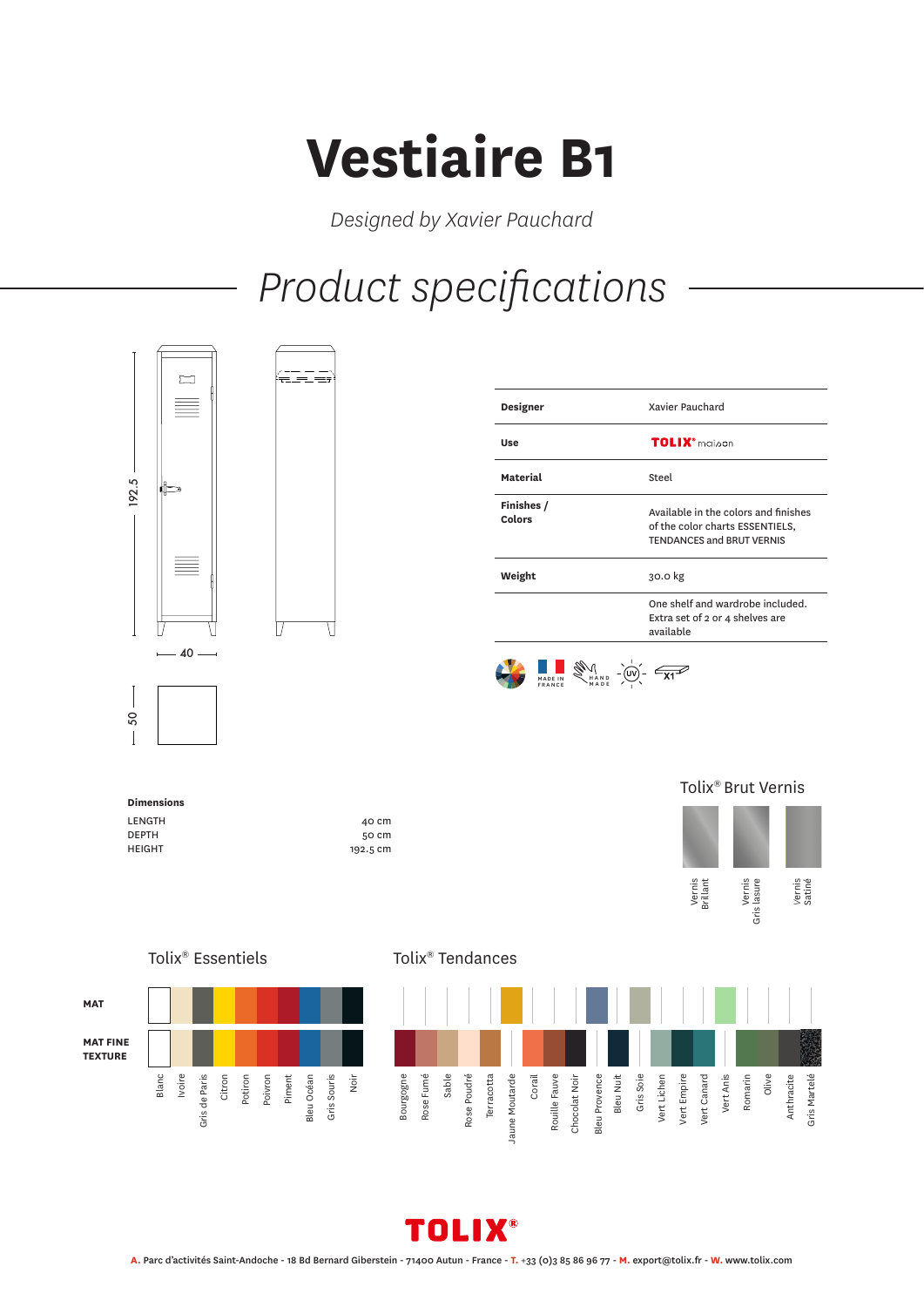# Vestiaire B1

*Designed by Xavier Pauchard*

## *Product specifications*

192.5

40

50

| | |
|---|---|
| **Designer** | Xavier Pauchard |
| **Use** | TOLIX® maison |
| **Material** | Steel |
| **Finishes / Colors** | Available in the colors and finishes of the color charts ESSENTIELS, TENDANCES and BRUT VERNIS |
| **Weight** | 30.0 kg |
| | One shelf and wardrobe included. Extra set of 2 or 4 shelves are available |

MADE IN FRANCE · HAND MADE · UV · X1

**Dimensions**

| | |
|---|---|
| LENGTH | 40 cm |
| DEPTH | 50 cm |
| HEIGHT | 192.5 cm |

Tolix® Brut Vernis

Vernis Brillant · Vernis Gris lasure · Vernis Satiné

Tolix® Essentiels

Tolix® Tendances

**MAT**

**MAT FINE TEXTURE**

Blanc · Ivoire · Gris de Paris · Citron · Potiron · Poivron · Piment · Bleu Océan · Gris Souris · Noir

Bourgogne · Rose Fumé · Sable · Rose Poudré · Terracotta · Jaune Moutarde · Corail · Rouille Fauve · Chocolat Noir · Bleu Provence · Bleu Nuit · Gris Soie · Vert Lichen · Vert Empire · Vert Canard · Vert Anis · Romarin · Olive · Anthracite · Gris Martelé

TOLIX®

A. Parc d'activités Saint-Andoche - 18 Bd Bernard Giberstein - 71400 Autun - France - T. +33 (0)3 85 86 96 77 - M. export@tolix.fr - W. www.tolix.com